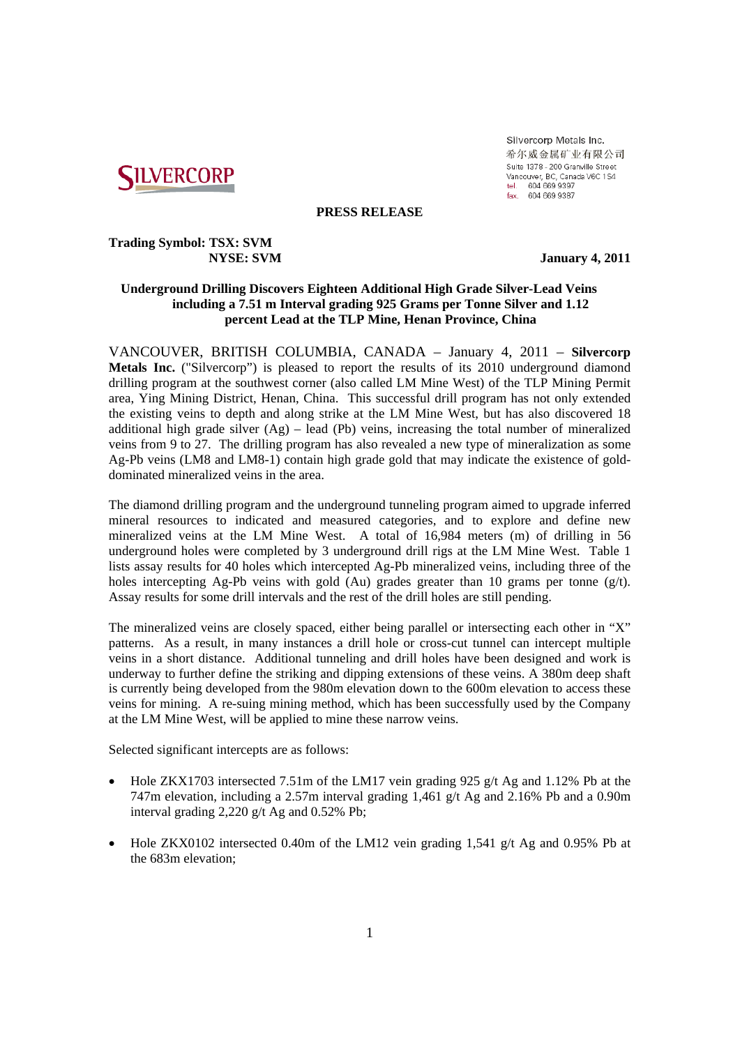Silvercorp Metals Inc.
希尔威金属矿业有限公司
Suite 1378 - 200 Granville Street
Vancouver, BC, Canada V6C 1S4
tel. 604 669 9397
fax. 604 669 9387

**PRESS RELEASE**

**Trading Symbol: TSX: SVM**
**NYSE: SVM**

**January 4, 2011**

**Underground Drilling Discovers Eighteen Additional High Grade Silver-Lead Veins including a 7.51 m Interval grading 925 Grams per Tonne Silver and 1.12 percent Lead at the TLP Mine, Henan Province, China**

VANCOUVER, BRITISH COLUMBIA, CANADA – January 4, 2011 – **Silvercorp Metals Inc.** ("Silvercorp") is pleased to report the results of its 2010 underground diamond drilling program at the southwest corner (also called LM Mine West) of the TLP Mining Permit area, Ying Mining District, Henan, China. This successful drill program has not only extended the existing veins to depth and along strike at the LM Mine West, but has also discovered 18 additional high grade silver (Ag) – lead (Pb) veins, increasing the total number of mineralized veins from 9 to 27. The drilling program has also revealed a new type of mineralization as some Ag-Pb veins (LM8 and LM8-1) contain high grade gold that may indicate the existence of gold-dominated mineralized veins in the area.

The diamond drilling program and the underground tunneling program aimed to upgrade inferred mineral resources to indicated and measured categories, and to explore and define new mineralized veins at the LM Mine West. A total of 16,984 meters (m) of drilling in 56 underground holes were completed by 3 underground drill rigs at the LM Mine West. Table 1 lists assay results for 40 holes which intercepted Ag-Pb mineralized veins, including three of the holes intercepting Ag-Pb veins with gold (Au) grades greater than 10 grams per tonne (g/t). Assay results for some drill intervals and the rest of the drill holes are still pending.

The mineralized veins are closely spaced, either being parallel or intersecting each other in "X" patterns. As a result, in many instances a drill hole or cross-cut tunnel can intercept multiple veins in a short distance. Additional tunneling and drill holes have been designed and work is underway to further define the striking and dipping extensions of these veins. A 380m deep shaft is currently being developed from the 980m elevation down to the 600m elevation to access these veins for mining. A re-suing mining method, which has been successfully used by the Company at the LM Mine West, will be applied to mine these narrow veins.

Selected significant intercepts are as follows:

- Hole ZKX1703 intersected 7.51m of the LM17 vein grading 925 g/t Ag and 1.12% Pb at the 747m elevation, including a 2.57m interval grading 1,461 g/t Ag and 2.16% Pb and a 0.90m interval grading 2,220 g/t Ag and 0.52% Pb;

- Hole ZKX0102 intersected 0.40m of the LM12 vein grading 1,541 g/t Ag and 0.95% Pb at the 683m elevation;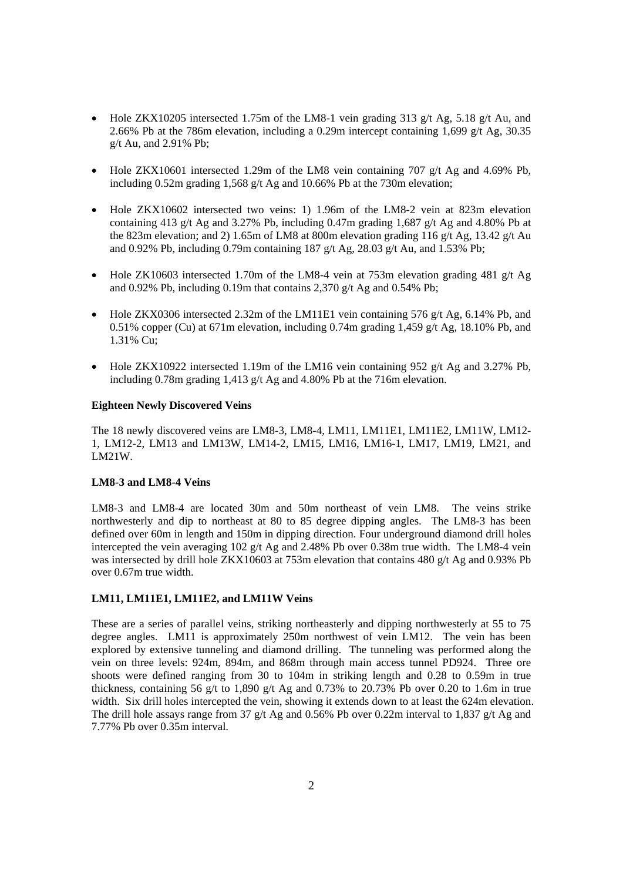- Hole ZKX10205 intersected 1.75m of the LM8-1 vein grading 313 g/t Ag, 5.18 g/t Au, and 2.66% Pb at the 786m elevation, including a 0.29m intercept containing 1,699 g/t Ag, 30.35 g/t Au, and 2.91% Pb;

- Hole ZKX10601 intersected 1.29m of the LM8 vein containing 707 g/t Ag and 4.69% Pb, including 0.52m grading 1,568 g/t Ag and 10.66% Pb at the 730m elevation;

- Hole ZKX10602 intersected two veins: 1) 1.96m of the LM8-2 vein at 823m elevation containing 413 g/t Ag and 3.27% Pb, including 0.47m grading 1,687 g/t Ag and 4.80% Pb at the 823m elevation; and 2) 1.65m of LM8 at 800m elevation grading 116 g/t Ag, 13.42 g/t Au and 0.92% Pb, including 0.79m containing 187 g/t Ag, 28.03 g/t Au, and 1.53% Pb;

- Hole ZK10603 intersected 1.70m of the LM8-4 vein at 753m elevation grading 481 g/t Ag and 0.92% Pb, including 0.19m that contains 2,370 g/t Ag and 0.54% Pb;

- Hole ZKX0306 intersected 2.32m of the LM11E1 vein containing 576 g/t Ag, 6.14% Pb, and 0.51% copper (Cu) at 671m elevation, including 0.74m grading 1,459 g/t Ag, 18.10% Pb, and 1.31% Cu;

- Hole ZKX10922 intersected 1.19m of the LM16 vein containing 952 g/t Ag and 3.27% Pb, including 0.78m grading 1,413 g/t Ag and 4.80% Pb at the 716m elevation.

**Eighteen Newly Discovered Veins**

The 18 newly discovered veins are LM8-3, LM8-4, LM11, LM11E1, LM11E2, LM11W, LM12-1, LM12-2, LM13 and LM13W, LM14-2, LM15, LM16, LM16-1, LM17, LM19, LM21, and LM21W.

**LM8-3 and LM8-4 Veins**

LM8-3 and LM8-4 are located 30m and 50m northeast of vein LM8. The veins strike northwesterly and dip to northeast at 80 to 85 degree dipping angles. The LM8-3 has been defined over 60m in length and 150m in dipping direction. Four underground diamond drill holes intercepted the vein averaging 102 g/t Ag and 2.48% Pb over 0.38m true width. The LM8-4 vein was intersected by drill hole ZKX10603 at 753m elevation that contains 480 g/t Ag and 0.93% Pb over 0.67m true width.

**LM11, LM11E1, LM11E2, and LM11W Veins**

These are a series of parallel veins, striking northeasterly and dipping northwesterly at 55 to 75 degree angles. LM11 is approximately 250m northwest of vein LM12. The vein has been explored by extensive tunneling and diamond drilling. The tunneling was performed along the vein on three levels: 924m, 894m, and 868m through main access tunnel PD924. Three ore shoots were defined ranging from 30 to 104m in striking length and 0.28 to 0.59m in true thickness, containing 56 g/t to 1,890 g/t Ag and 0.73% to 20.73% Pb over 0.20 to 1.6m in true width. Six drill holes intercepted the vein, showing it extends down to at least the 624m elevation. The drill hole assays range from 37 g/t Ag and 0.56% Pb over 0.22m interval to 1,837 g/t Ag and 7.77% Pb over 0.35m interval.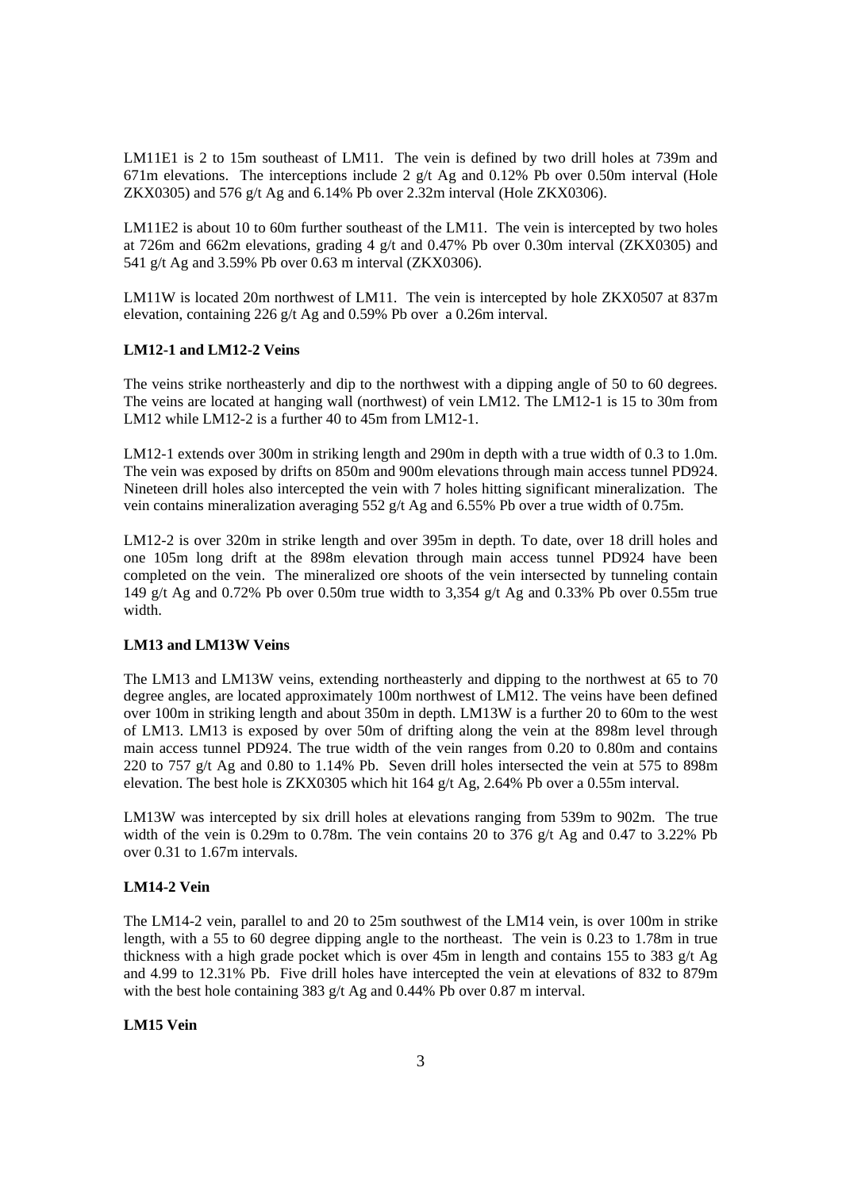LM11E1 is 2 to 15m southeast of LM11. The vein is defined by two drill holes at 739m and 671m elevations. The interceptions include 2 g/t Ag and 0.12% Pb over 0.50m interval (Hole ZKX0305) and 576 g/t Ag and 6.14% Pb over 2.32m interval (Hole ZKX0306).

LM11E2 is about 10 to 60m further southeast of the LM11. The vein is intercepted by two holes at 726m and 662m elevations, grading 4 g/t and 0.47% Pb over 0.30m interval (ZKX0305) and 541 g/t Ag and 3.59% Pb over 0.63 m interval (ZKX0306).

LM11W is located 20m northwest of LM11. The vein is intercepted by hole ZKX0507 at 837m elevation, containing 226 g/t Ag and 0.59% Pb over a 0.26m interval.

**LM12-1 and LM12-2 Veins**

The veins strike northeasterly and dip to the northwest with a dipping angle of 50 to 60 degrees. The veins are located at hanging wall (northwest) of vein LM12. The LM12-1 is 15 to 30m from LM12 while LM12-2 is a further 40 to 45m from LM12-1.

LM12-1 extends over 300m in striking length and 290m in depth with a true width of 0.3 to 1.0m. The vein was exposed by drifts on 850m and 900m elevations through main access tunnel PD924. Nineteen drill holes also intercepted the vein with 7 holes hitting significant mineralization. The vein contains mineralization averaging 552 g/t Ag and 6.55% Pb over a true width of 0.75m.

LM12-2 is over 320m in strike length and over 395m in depth. To date, over 18 drill holes and one 105m long drift at the 898m elevation through main access tunnel PD924 have been completed on the vein. The mineralized ore shoots of the vein intersected by tunneling contain 149 g/t Ag and 0.72% Pb over 0.50m true width to 3,354 g/t Ag and 0.33% Pb over 0.55m true width.

**LM13 and LM13W Veins**

The LM13 and LM13W veins, extending northeasterly and dipping to the northwest at 65 to 70 degree angles, are located approximately 100m northwest of LM12. The veins have been defined over 100m in striking length and about 350m in depth. LM13W is a further 20 to 60m to the west of LM13. LM13 is exposed by over 50m of drifting along the vein at the 898m level through main access tunnel PD924. The true width of the vein ranges from 0.20 to 0.80m and contains 220 to 757 g/t Ag and 0.80 to 1.14% Pb. Seven drill holes intersected the vein at 575 to 898m elevation. The best hole is ZKX0305 which hit 164 g/t Ag, 2.64% Pb over a 0.55m interval.

LM13W was intercepted by six drill holes at elevations ranging from 539m to 902m. The true width of the vein is 0.29m to 0.78m. The vein contains 20 to 376 g/t Ag and 0.47 to 3.22% Pb over 0.31 to 1.67m intervals.

**LM14-2 Vein**

The LM14-2 vein, parallel to and 20 to 25m southwest of the LM14 vein, is over 100m in strike length, with a 55 to 60 degree dipping angle to the northeast. The vein is 0.23 to 1.78m in true thickness with a high grade pocket which is over 45m in length and contains 155 to 383 g/t Ag and 4.99 to 12.31% Pb. Five drill holes have intercepted the vein at elevations of 832 to 879m with the best hole containing 383 g/t Ag and 0.44% Pb over 0.87 m interval.

**LM15 Vein**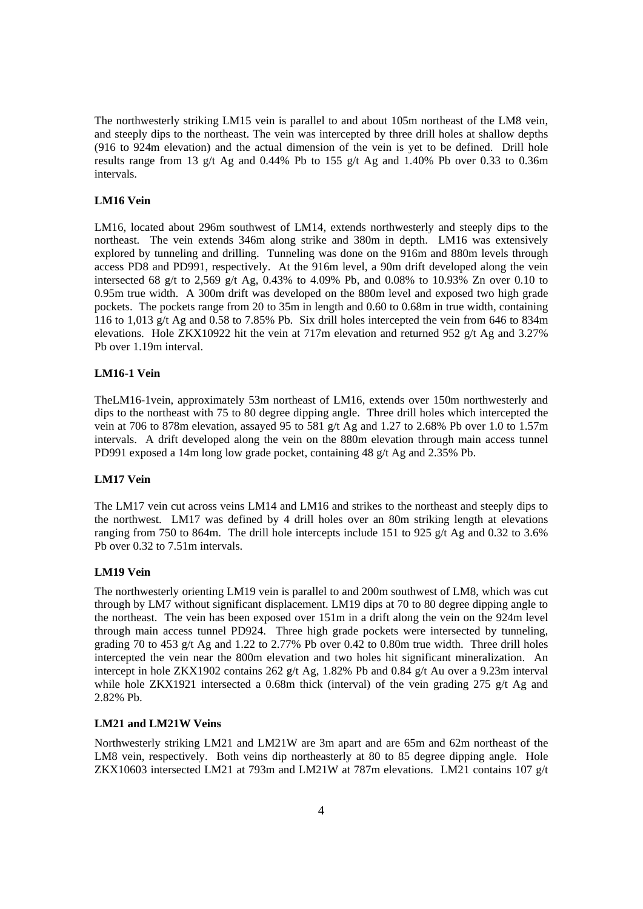The northwesterly striking LM15 vein is parallel to and about 105m northeast of the LM8 vein, and steeply dips to the northeast. The vein was intercepted by three drill holes at shallow depths (916 to 924m elevation) and the actual dimension of the vein is yet to be defined. Drill hole results range from 13 g/t Ag and 0.44% Pb to 155 g/t Ag and 1.40% Pb over 0.33 to 0.36m intervals.

**LM16 Vein**

LM16, located about 296m southwest of LM14, extends northwesterly and steeply dips to the northeast. The vein extends 346m along strike and 380m in depth. LM16 was extensively explored by tunneling and drilling. Tunneling was done on the 916m and 880m levels through access PD8 and PD991, respectively. At the 916m level, a 90m drift developed along the vein intersected 68 g/t to 2,569 g/t Ag, 0.43% to 4.09% Pb, and 0.08% to 10.93% Zn over 0.10 to 0.95m true width. A 300m drift was developed on the 880m level and exposed two high grade pockets. The pockets range from 20 to 35m in length and 0.60 to 0.68m in true width, containing 116 to 1,013 g/t Ag and 0.58 to 7.85% Pb. Six drill holes intercepted the vein from 646 to 834m elevations. Hole ZKX10922 hit the vein at 717m elevation and returned 952 g/t Ag and 3.27% Pb over 1.19m interval.

**LM16-1 Vein**

TheLM16-1vein, approximately 53m northeast of LM16, extends over 150m northwesterly and dips to the northeast with 75 to 80 degree dipping angle. Three drill holes which intercepted the vein at 706 to 878m elevation, assayed 95 to 581 g/t Ag and 1.27 to 2.68% Pb over 1.0 to 1.57m intervals. A drift developed along the vein on the 880m elevation through main access tunnel PD991 exposed a 14m long low grade pocket, containing 48 g/t Ag and 2.35% Pb.

**LM17 Vein**

The LM17 vein cut across veins LM14 and LM16 and strikes to the northeast and steeply dips to the northwest. LM17 was defined by 4 drill holes over an 80m striking length at elevations ranging from 750 to 864m. The drill hole intercepts include 151 to 925 g/t Ag and 0.32 to 3.6% Pb over 0.32 to 7.51m intervals.

**LM19 Vein**

The northwesterly orienting LM19 vein is parallel to and 200m southwest of LM8, which was cut through by LM7 without significant displacement. LM19 dips at 70 to 80 degree dipping angle to the northeast. The vein has been exposed over 151m in a drift along the vein on the 924m level through main access tunnel PD924. Three high grade pockets were intersected by tunneling, grading 70 to 453 g/t Ag and 1.22 to 2.77% Pb over 0.42 to 0.80m true width. Three drill holes intercepted the vein near the 800m elevation and two holes hit significant mineralization. An intercept in hole ZKX1902 contains 262 g/t Ag, 1.82% Pb and 0.84 g/t Au over a 9.23m interval while hole ZKX1921 intersected a 0.68m thick (interval) of the vein grading 275 g/t Ag and 2.82% Pb.

**LM21 and LM21W Veins**

Northwesterly striking LM21 and LM21W are 3m apart and are 65m and 62m northeast of the LM8 vein, respectively. Both veins dip northeasterly at 80 to 85 degree dipping angle. Hole ZKX10603 intersected LM21 at 793m and LM21W at 787m elevations. LM21 contains 107 g/t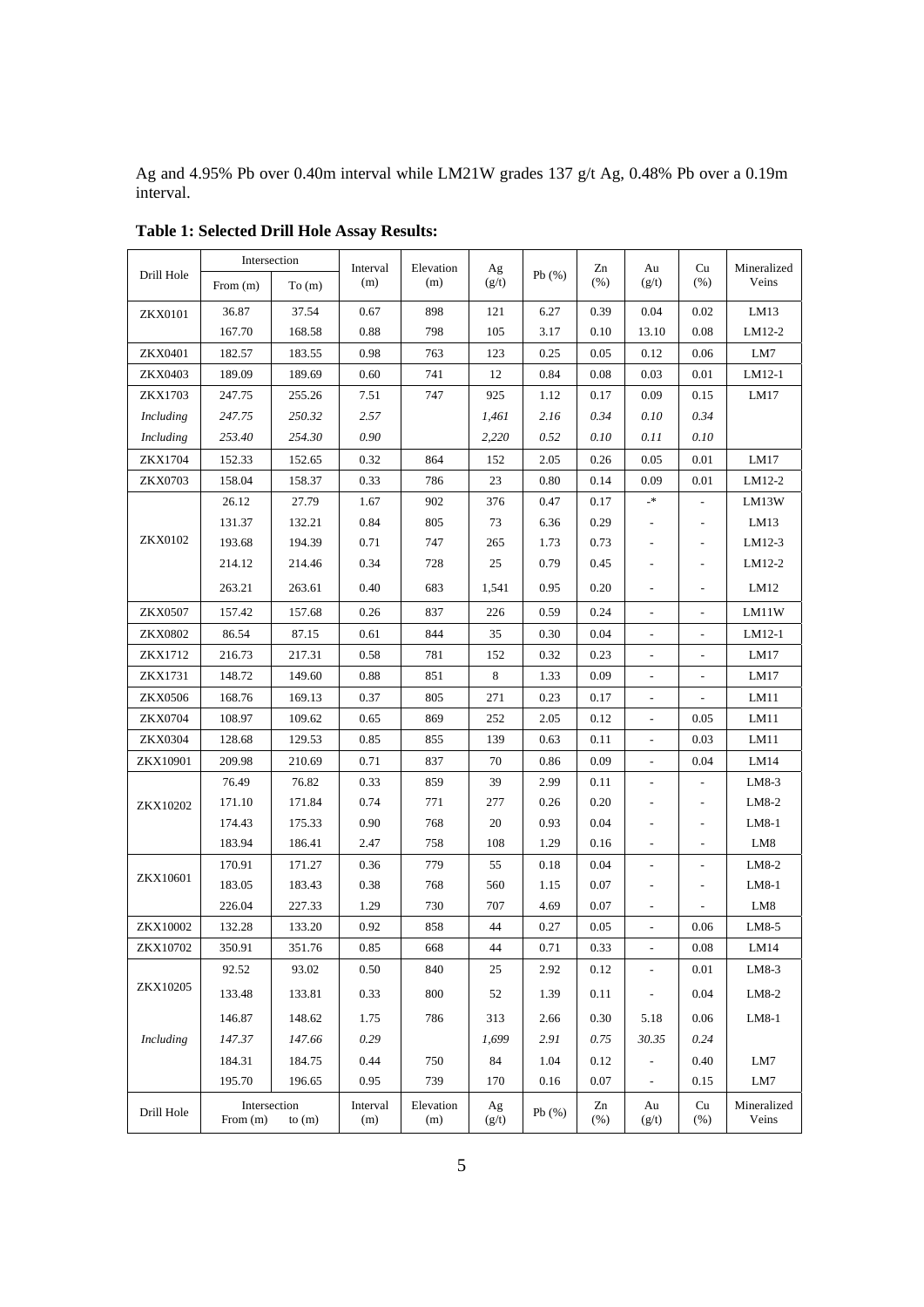Ag and 4.95% Pb over 0.40m interval while LM21W grades 137 g/t Ag, 0.48% Pb over a 0.19m interval.

**Table 1: Selected Drill Hole Assay Results:**

| Drill Hole | Intersection | | Interval (m) | Elevation (m) | Ag (g/t) | Pb (%) | Zn (%) | Au (g/t) | Cu (%) | Mineralized Veins |
|---|---|---|---|---|---|---|---|---|---|---|
| | From (m) | To (m) | | | | | | | | |
| ZKX0101 | 36.87 | 37.54 | 0.67 | 898 | 121 | 6.27 | 0.39 | 0.04 | 0.02 | LM13 |
| | 167.70 | 168.58 | 0.88 | 798 | 105 | 3.17 | 0.10 | 13.10 | 0.08 | LM12-2 |
| ZKX0401 | 182.57 | 183.55 | 0.98 | 763 | 123 | 0.25 | 0.05 | 0.12 | 0.06 | LM7 |
| ZKX0403 | 189.09 | 189.69 | 0.60 | 741 | 12 | 0.84 | 0.08 | 0.03 | 0.01 | LM12-1 |
| ZKX1703 | 247.75 | 255.26 | 7.51 | 747 | 925 | 1.12 | 0.17 | 0.09 | 0.15 | LM17 |
| *Including* | *247.75* | *250.32* | *2.57* | | *1,461* | *2.16* | *0.34* | *0.10* | *0.34* | |
| *Including* | *253.40* | *254.30* | *0.90* | | *2,220* | *0.52* | *0.10* | *0.11* | *0.10* | |
| ZKX1704 | 152.33 | 152.65 | 0.32 | 864 | 152 | 2.05 | 0.26 | 0.05 | 0.01 | LM17 |
| ZKX0703 | 158.04 | 158.37 | 0.33 | 786 | 23 | 0.80 | 0.14 | 0.09 | 0.01 | LM12-2 |
| ZKX0102 | 26.12 | 27.79 | 1.67 | 902 | 376 | 0.47 | 0.17 | -* | - | LM13W |
| | 131.37 | 132.21 | 0.84 | 805 | 73 | 6.36 | 0.29 | - | - | LM13 |
| | 193.68 | 194.39 | 0.71 | 747 | 265 | 1.73 | 0.73 | - | - | LM12-3 |
| | 214.12 | 214.46 | 0.34 | 728 | 25 | 0.79 | 0.45 | - | - | LM12-2 |
| | 263.21 | 263.61 | 0.40 | 683 | 1,541 | 0.95 | 0.20 | - | - | LM12 |
| ZKX0507 | 157.42 | 157.68 | 0.26 | 837 | 226 | 0.59 | 0.24 | - | - | LM11W |
| ZKX0802 | 86.54 | 87.15 | 0.61 | 844 | 35 | 0.30 | 0.04 | - | - | LM12-1 |
| ZKX1712 | 216.73 | 217.31 | 0.58 | 781 | 152 | 0.32 | 0.23 | - | - | LM17 |
| ZKX1731 | 148.72 | 149.60 | 0.88 | 851 | 8 | 1.33 | 0.09 | - | - | LM17 |
| ZKX0506 | 168.76 | 169.13 | 0.37 | 805 | 271 | 0.23 | 0.17 | - | - | LM11 |
| ZKX0704 | 108.97 | 109.62 | 0.65 | 869 | 252 | 2.05 | 0.12 | - | 0.05 | LM11 |
| ZKX0304 | 128.68 | 129.53 | 0.85 | 855 | 139 | 0.63 | 0.11 | - | 0.03 | LM11 |
| ZKX10901 | 209.98 | 210.69 | 0.71 | 837 | 70 | 0.86 | 0.09 | - | 0.04 | LM14 |
| ZKX10202 | 76.49 | 76.82 | 0.33 | 859 | 39 | 2.99 | 0.11 | - | - | LM8-3 |
| | 171.10 | 171.84 | 0.74 | 771 | 277 | 0.26 | 0.20 | - | - | LM8-2 |
| | 174.43 | 175.33 | 0.90 | 768 | 20 | 0.93 | 0.04 | - | - | LM8-1 |
| | 183.94 | 186.41 | 2.47 | 758 | 108 | 1.29 | 0.16 | - | - | LM8 |
| ZKX10601 | 170.91 | 171.27 | 0.36 | 779 | 55 | 0.18 | 0.04 | - | - | LM8-2 |
| | 183.05 | 183.43 | 0.38 | 768 | 560 | 1.15 | 0.07 | - | - | LM8-1 |
| | 226.04 | 227.33 | 1.29 | 730 | 707 | 4.69 | 0.07 | - | - | LM8 |
| ZKX10002 | 132.28 | 133.20 | 0.92 | 858 | 44 | 0.27 | 0.05 | - | 0.06 | LM8-5 |
| ZKX10702 | 350.91 | 351.76 | 0.85 | 668 | 44 | 0.71 | 0.33 | - | 0.08 | LM14 |
| ZKX10205 | 92.52 | 93.02 | 0.50 | 840 | 25 | 2.92 | 0.12 | - | 0.01 | LM8-3 |
| | 133.48 | 133.81 | 0.33 | 800 | 52 | 1.39 | 0.11 | - | 0.04 | LM8-2 |
| | 146.87 | 148.62 | 1.75 | 786 | 313 | 2.66 | 0.30 | 5.18 | 0.06 | LM8-1 |
| *Including* | *147.37* | *147.66* | *0.29* | | *1,699* | *2.91* | *0.75* | *30.35* | *0.24* | |
| | 184.31 | 184.75 | 0.44 | 750 | 84 | 1.04 | 0.12 | - | 0.40 | LM7 |
| | 195.70 | 196.65 | 0.95 | 739 | 170 | 0.16 | 0.07 | - | 0.15 | LM7 |
| Drill Hole | Intersection From (m) | to (m) | Interval (m) | Elevation (m) | Ag (g/t) | Pb (%) | Zn (%) | Au (g/t) | Cu (%) | Mineralized Veins |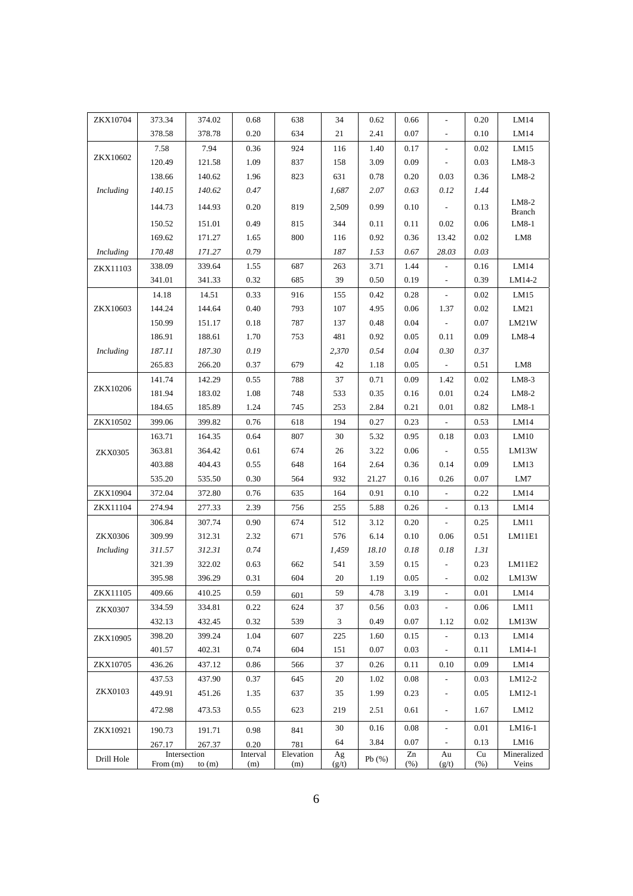| Drill Hole | Intersection From (m) | to (m) | Interval (m) | Elevation (m) | Ag (g/t) | Pb (%) | Zn (%) | Au (g/t) | Cu (%) | Mineralized Veins |
|---|---|---|---|---|---|---|---|---|---|---|
| ZKX10704 | 373.34 | 374.02 | 0.68 | 638 | 34 | 0.62 | 0.66 | - | 0.20 | LM14 |
| | 378.58 | 378.78 | 0.20 | 634 | 21 | 2.41 | 0.07 | - | 0.10 | LM14 |
| ZKX10602 | 7.58 | 7.94 | 0.36 | 924 | 116 | 1.40 | 0.17 | - | 0.02 | LM15 |
| | 120.49 | 121.58 | 1.09 | 837 | 158 | 3.09 | 0.09 | - | 0.03 | LM8-3 |
| | 138.66 | 140.62 | 1.96 | 823 | 631 | 0.78 | 0.20 | 0.03 | 0.36 | LM8-2 |
| *Including* | *140.15* | *140.62* | *0.47* | | *1,687* | *2.07* | *0.63* | *0.12* | *1.44* | |
| | 144.73 | 144.93 | 0.20 | 819 | 2,509 | 0.99 | 0.10 | - | 0.13 | LM8-2 Branch |
| | 150.52 | 151.01 | 0.49 | 815 | 344 | 0.11 | 0.11 | 0.02 | 0.06 | LM8-1 |
| | 169.62 | 171.27 | 1.65 | 800 | 116 | 0.92 | 0.36 | 13.42 | 0.02 | LM8 |
| *Including* | *170.48* | *171.27* | *0.79* | | *187* | *1.53* | *0.67* | *28.03* | *0.03* | |
| ZKX11103 | 338.09 | 339.64 | 1.55 | 687 | 263 | 3.71 | 1.44 | - | 0.16 | LM14 |
| | 341.01 | 341.33 | 0.32 | 685 | 39 | 0.50 | 0.19 | - | 0.39 | LM14-2 |
| ZKX10603 | 14.18 | 14.51 | 0.33 | 916 | 155 | 0.42 | 0.28 | - | 0.02 | LM15 |
| | 144.24 | 144.64 | 0.40 | 793 | 107 | 4.95 | 0.06 | 1.37 | 0.02 | LM21 |
| | 150.99 | 151.17 | 0.18 | 787 | 137 | 0.48 | 0.04 | - | 0.07 | LM21W |
| | 186.91 | 188.61 | 1.70 | 753 | 481 | 0.92 | 0.05 | 0.11 | 0.09 | LM8-4 |
| *Including* | *187.11* | *187.30* | *0.19* | | *2,370* | *0.54* | *0.04* | *0.30* | *0.37* | |
| | 265.83 | 266.20 | 0.37 | 679 | 42 | 1.18 | 0.05 | - | 0.51 | LM8 |
| ZKX10206 | 141.74 | 142.29 | 0.55 | 788 | 37 | 0.71 | 0.09 | 1.42 | 0.02 | LM8-3 |
| | 181.94 | 183.02 | 1.08 | 748 | 533 | 0.35 | 0.16 | 0.01 | 0.24 | LM8-2 |
| | 184.65 | 185.89 | 1.24 | 745 | 253 | 2.84 | 0.21 | 0.01 | 0.82 | LM8-1 |
| ZKX10502 | 399.06 | 399.82 | 0.76 | 618 | 194 | 0.27 | 0.23 | - | 0.53 | LM14 |
| ZKX0305 | 163.71 | 164.35 | 0.64 | 807 | 30 | 5.32 | 0.95 | 0.18 | 0.03 | LM10 |
| | 363.81 | 364.42 | 0.61 | 674 | 26 | 3.22 | 0.06 | - | 0.55 | LM13W |
| | 403.88 | 404.43 | 0.55 | 648 | 164 | 2.64 | 0.36 | 0.14 | 0.09 | LM13 |
| | 535.20 | 535.50 | 0.30 | 564 | 932 | 21.27 | 0.16 | 0.26 | 0.07 | LM7 |
| ZKX10904 | 372.04 | 372.80 | 0.76 | 635 | 164 | 0.91 | 0.10 | - | 0.22 | LM14 |
| ZKX11104 | 274.94 | 277.33 | 2.39 | 756 | 255 | 5.88 | 0.26 | - | 0.13 | LM14 |
| ZKX0306 | 306.84 | 307.74 | 0.90 | 674 | 512 | 3.12 | 0.20 | - | 0.25 | LM11 |
| | 309.99 | 312.31 | 2.32 | 671 | 576 | 6.14 | 0.10 | 0.06 | 0.51 | LM11E1 |
| *Including* | *311.57* | *312.31* | *0.74* | | *1,459* | *18.10* | *0.18* | *0.18* | *1.31* | |
| | 321.39 | 322.02 | 0.63 | 662 | 541 | 3.59 | 0.15 | - | 0.23 | LM11E2 |
| | 395.98 | 396.29 | 0.31 | 604 | 20 | 1.19 | 0.05 | - | 0.02 | LM13W |
| ZKX11105 | 409.66 | 410.25 | 0.59 | 601 | 59 | 4.78 | 3.19 | - | 0.01 | LM14 |
| ZKX0307 | 334.59 | 334.81 | 0.22 | 624 | 37 | 0.56 | 0.03 | - | 0.06 | LM11 |
| | 432.13 | 432.45 | 0.32 | 539 | 3 | 0.49 | 0.07 | 1.12 | 0.02 | LM13W |
| ZKX10905 | 398.20 | 399.24 | 1.04 | 607 | 225 | 1.60 | 0.15 | - | 0.13 | LM14 |
| | 401.57 | 402.31 | 0.74 | 604 | 151 | 0.07 | 0.03 | - | 0.11 | LM14-1 |
| ZKX10705 | 436.26 | 437.12 | 0.86 | 566 | 37 | 0.26 | 0.11 | 0.10 | 0.09 | LM14 |
| ZKX0103 | 437.53 | 437.90 | 0.37 | 645 | 20 | 1.02 | 0.08 | - | 0.03 | LM12-2 |
| | 449.91 | 451.26 | 1.35 | 637 | 35 | 1.99 | 0.23 | - | 0.05 | LM12-1 |
| | 472.98 | 473.53 | 0.55 | 623 | 219 | 2.51 | 0.61 | - | 1.67 | LM12 |
| ZKX10921 | 190.73 | 191.71 | 0.98 | 841 | 30 | 0.16 | 0.08 | - | 0.01 | LM16-1 |
| | 267.17 | 267.37 | 0.20 | 781 | 64 | 3.84 | 0.07 | - | 0.13 | LM16 |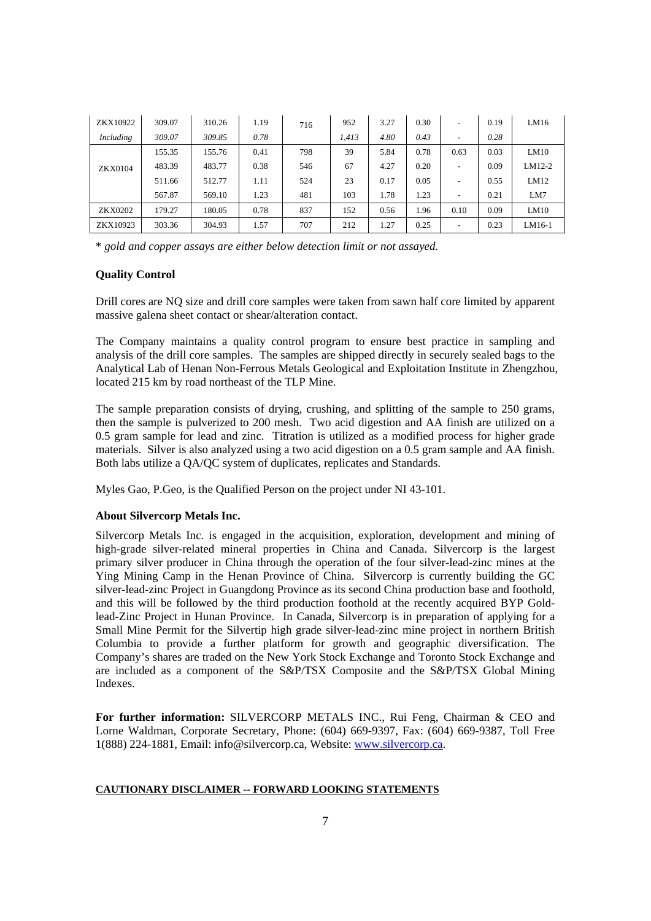| ZKX10922 | 309.07 | 310.26 | 1.19 | 716 | 952 | 3.27 | 0.30 | - | 0.19 | LM16 |
|---|---|---|---|---|---|---|---|---|---|---|
| *Including* | *309.07* | *309.85* | *0.78* | | *1,413* | *4.80* | *0.43* | - | *0.28* | |
| ZKX0104 | 155.35 | 155.76 | 0.41 | 798 | 39 | 5.84 | 0.78 | 0.63 | 0.03 | LM10 |
| | 483.39 | 483.77 | 0.38 | 546 | 67 | 4.27 | 0.20 | - | 0.09 | LM12-2 |
| | 511.66 | 512.77 | 1.11 | 524 | 23 | 0.17 | 0.05 | - | 0.55 | LM12 |
| | 567.87 | 569.10 | 1.23 | 481 | 103 | 1.78 | 1.23 | - | 0.21 | LM7 |
| ZKX0202 | 179.27 | 180.05 | 0.78 | 837 | 152 | 0.56 | 1.96 | 0.10 | 0.09 | LM10 |
| ZKX10923 | 303.36 | 304.93 | 1.57 | 707 | 212 | 1.27 | 0.25 | - | 0.23 | LM16-1 |

* *gold and copper assays are either below detection limit or not assayed.*

**Quality Control**

Drill cores are NQ size and drill core samples were taken from sawn half core limited by apparent massive galena sheet contact or shear/alteration contact.

The Company maintains a quality control program to ensure best practice in sampling and analysis of the drill core samples. The samples are shipped directly in securely sealed bags to the Analytical Lab of Henan Non-Ferrous Metals Geological and Exploitation Institute in Zhengzhou, located 215 km by road northeast of the TLP Mine.

The sample preparation consists of drying, crushing, and splitting of the sample to 250 grams, then the sample is pulverized to 200 mesh. Two acid digestion and AA finish are utilized on a 0.5 gram sample for lead and zinc. Titration is utilized as a modified process for higher grade materials. Silver is also analyzed using a two acid digestion on a 0.5 gram sample and AA finish. Both labs utilize a QA/QC system of duplicates, replicates and Standards.

Myles Gao, P.Geo, is the Qualified Person on the project under NI 43-101.

**About Silvercorp Metals Inc.**

Silvercorp Metals Inc. is engaged in the acquisition, exploration, development and mining of high-grade silver-related mineral properties in China and Canada. Silvercorp is the largest primary silver producer in China through the operation of the four silver-lead-zinc mines at the Ying Mining Camp in the Henan Province of China. Silvercorp is currently building the GC silver-lead-zinc Project in Guangdong Province as its second China production base and foothold, and this will be followed by the third production foothold at the recently acquired BYP Gold-lead-Zinc Project in Hunan Province. In Canada, Silvercorp is in preparation of applying for a Small Mine Permit for the Silvertip high grade silver-lead-zinc mine project in northern British Columbia to provide a further platform for growth and geographic diversification. The Company's shares are traded on the New York Stock Exchange and Toronto Stock Exchange and are included as a component of the S&P/TSX Composite and the S&P/TSX Global Mining Indexes.

**For further information:** SILVERCORP METALS INC., Rui Feng, Chairman & CEO and Lorne Waldman, Corporate Secretary, Phone: (604) 669-9397, Fax: (604) 669-9387, Toll Free 1(888) 224-1881, Email: info@silvercorp.ca, Website: [www.silvercorp.ca](http://www.silvercorp.ca).

**CAUTIONARY DISCLAIMER -- FORWARD LOOKING STATEMENTS**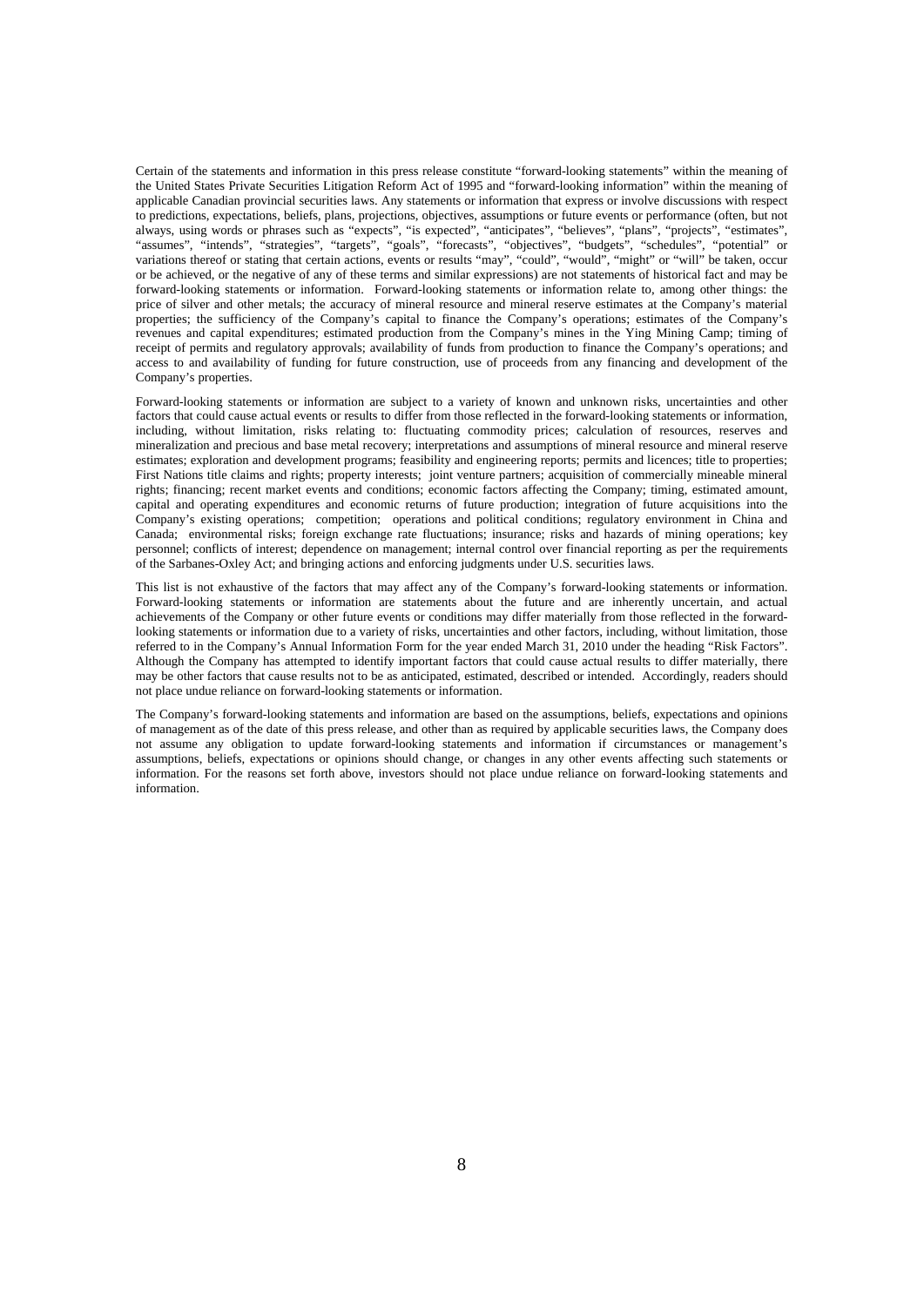Certain of the statements and information in this press release constitute "forward-looking statements" within the meaning of the United States Private Securities Litigation Reform Act of 1995 and "forward-looking information" within the meaning of applicable Canadian provincial securities laws. Any statements or information that express or involve discussions with respect to predictions, expectations, beliefs, plans, projections, objectives, assumptions or future events or performance (often, but not always, using words or phrases such as "expects", "is expected", "anticipates", "believes", "plans", "projects", "estimates", "assumes", "intends", "strategies", "targets", "goals", "forecasts", "objectives", "budgets", "schedules", "potential" or variations thereof or stating that certain actions, events or results "may", "could", "would", "might" or "will" be taken, occur or be achieved, or the negative of any of these terms and similar expressions) are not statements of historical fact and may be forward-looking statements or information. Forward-looking statements or information relate to, among other things: the price of silver and other metals; the accuracy of mineral resource and mineral reserve estimates at the Company's material properties; the sufficiency of the Company's capital to finance the Company's operations; estimates of the Company's revenues and capital expenditures; estimated production from the Company's mines in the Ying Mining Camp; timing of receipt of permits and regulatory approvals; availability of funds from production to finance the Company's operations; and access to and availability of funding for future construction, use of proceeds from any financing and development of the Company's properties.

Forward-looking statements or information are subject to a variety of known and unknown risks, uncertainties and other factors that could cause actual events or results to differ from those reflected in the forward-looking statements or information, including, without limitation, risks relating to: fluctuating commodity prices; calculation of resources, reserves and mineralization and precious and base metal recovery; interpretations and assumptions of mineral resource and mineral reserve estimates; exploration and development programs; feasibility and engineering reports; permits and licences; title to properties; First Nations title claims and rights; property interests; joint venture partners; acquisition of commercially mineable mineral rights; financing; recent market events and conditions; economic factors affecting the Company; timing, estimated amount, capital and operating expenditures and economic returns of future production; integration of future acquisitions into the Company's existing operations; competition; operations and political conditions; regulatory environment in China and Canada; environmental risks; foreign exchange rate fluctuations; insurance; risks and hazards of mining operations; key personnel; conflicts of interest; dependence on management; internal control over financial reporting as per the requirements of the Sarbanes-Oxley Act; and bringing actions and enforcing judgments under U.S. securities laws.

This list is not exhaustive of the factors that may affect any of the Company's forward-looking statements or information. Forward-looking statements or information are statements about the future and are inherently uncertain, and actual achievements of the Company or other future events or conditions may differ materially from those reflected in the forward-looking statements or information due to a variety of risks, uncertainties and other factors, including, without limitation, those referred to in the Company's Annual Information Form for the year ended March 31, 2010 under the heading "Risk Factors". Although the Company has attempted to identify important factors that could cause actual results to differ materially, there may be other factors that cause results not to be as anticipated, estimated, described or intended. Accordingly, readers should not place undue reliance on forward-looking statements or information.

The Company's forward-looking statements and information are based on the assumptions, beliefs, expectations and opinions of management as of the date of this press release, and other than as required by applicable securities laws, the Company does not assume any obligation to update forward-looking statements and information if circumstances or management's assumptions, beliefs, expectations or opinions should change, or changes in any other events affecting such statements or information. For the reasons set forth above, investors should not place undue reliance on forward-looking statements and information.